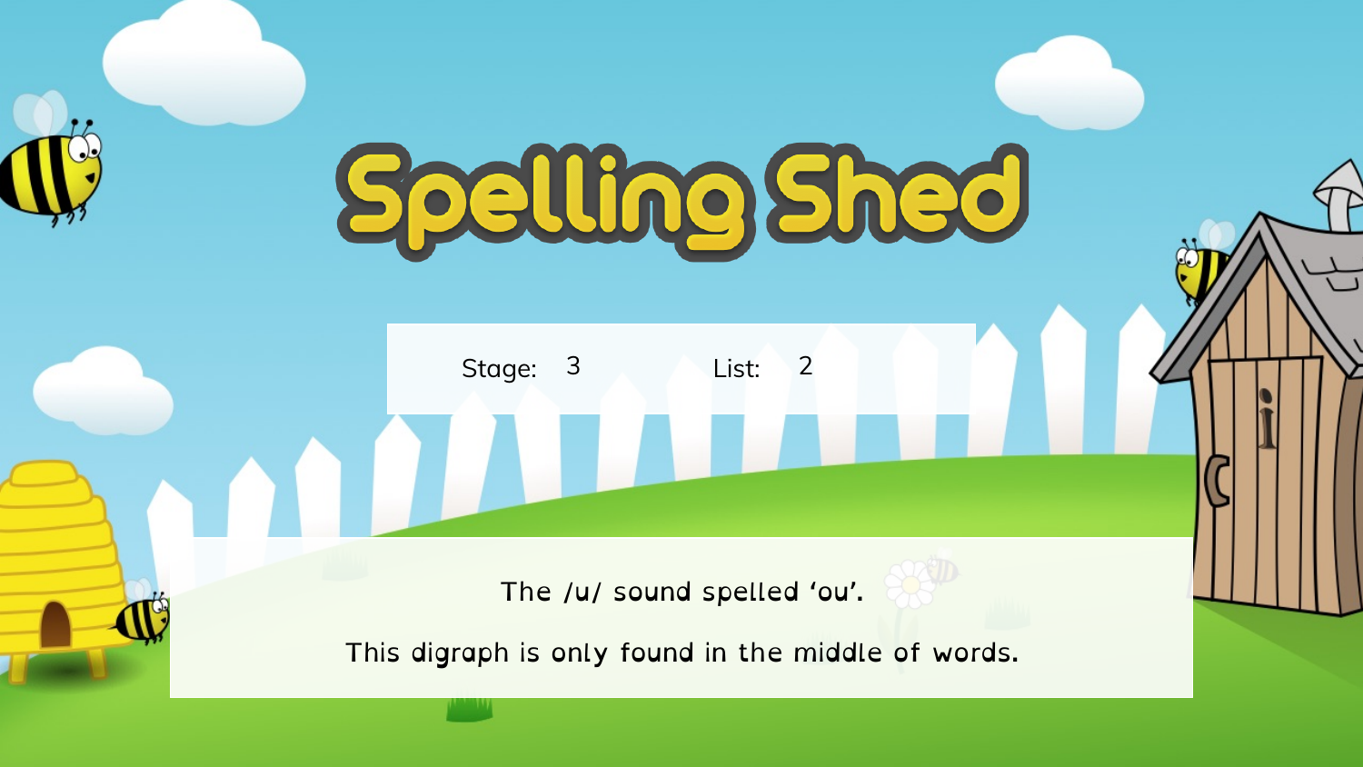# Spelling Shed

Stage: 3 List: 2

The /u/ sound spelled ‘ou’.

This digraph is only found in the middle of words.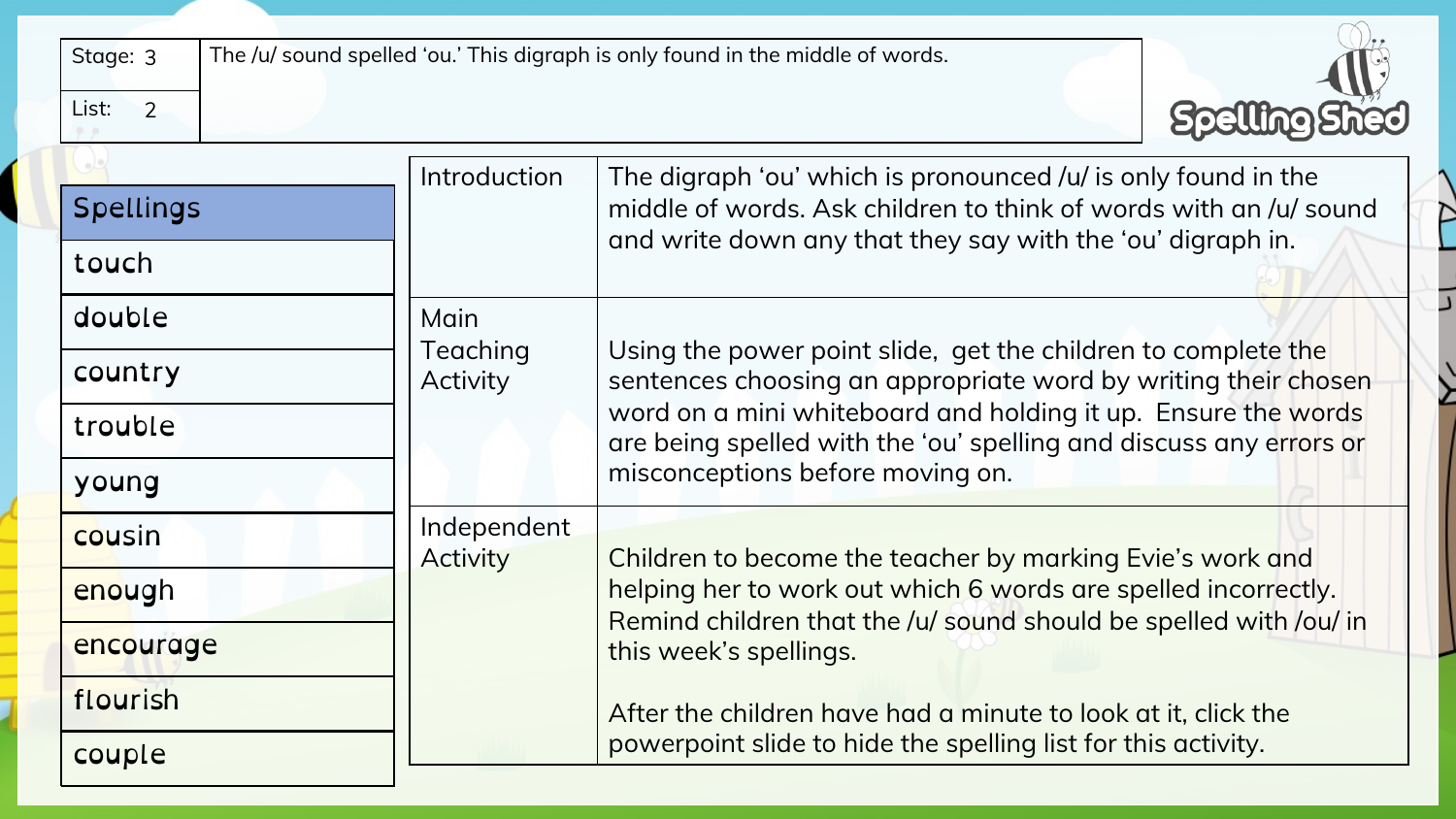| Stage: 3 | The /u/ sound spelled 'ou.' This digraph is only found in the middle of words. |
| --- | --- |
| List: 2 | |

Spelling Shed

| Spellings |
| --- |
| touch |
| double |
| country |
| trouble |
| young |
| cousin |
| enough |
| encourage |
| flourish |
| couple |

| | |
| --- | --- |
| Introduction | The digraph 'ou' which is pronounced /u/ is only found in the middle of words. Ask children to think of words with an /u/ sound and write down any that they say with the 'ou' digraph in. |
| Main Teaching Activity | Using the power point slide, get the children to complete the sentences choosing an appropriate word by writing their chosen word on a mini whiteboard and holding it up. Ensure the words are being spelled with the 'ou' spelling and discuss any errors or misconceptions before moving on. |
| Independent Activity | Children to become the teacher by marking Evie's work and helping her to work out which 6 words are spelled incorrectly. Remind children that the /u/ sound should be spelled with /ou/ in this week's spellings.<br><br>After the children have had a minute to look at it, click the powerpoint slide to hide the spelling list for this activity. |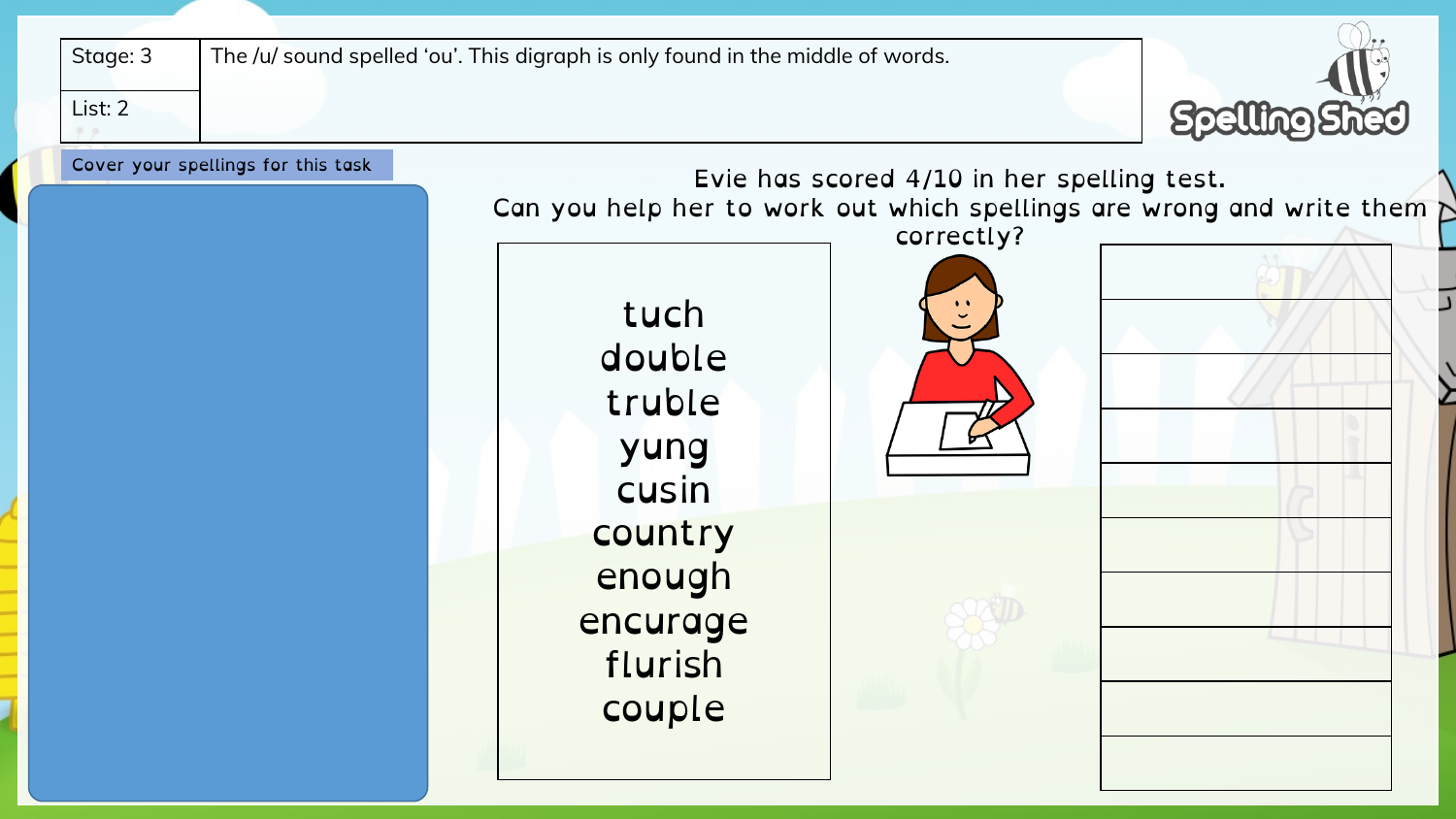| Stage: 3 | The /u/ sound spelled 'ou'. This digraph is only found in the middle of words. |
| --- | --- |
| List: 2 | |

Cover your spellings for this task

Evie has scored 4/10 in her spelling test.
Can you help her to work out which spellings are wrong and write them correctly?

tuch
double
truble
yung
cusin
country
enough
encurage
flurish
couple

| |
| --- |
| |
| |
| |
| |
| |
| |
| |
| |
| |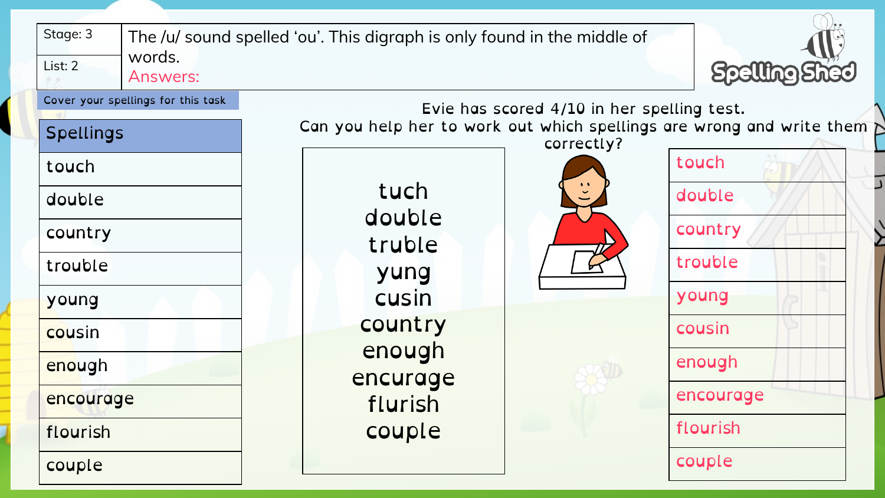| Stage: 3 | The /u/ sound spelled 'ou'. This digraph is only found in the middle of words. |
|---|---|
| List: 2 | Answers: |

Spelling Shed

Cover your spellings for this task

| Spellings |
|---|
| touch |
| double |
| country |
| trouble |
| young |
| cousin |
| enough |
| encourage |
| flourish |
| couple |

Evie has scored 4/10 in her spelling test.
Can you help her to work out which spellings are wrong and write them correctly?

| Evie's test | Answers |
|---|---|
| tuch | touch |
| double | double |
| truble | country |
| yung | trouble |
| cusin | young |
| country | cousin |
| enough | enough |
| encurage | encourage |
| flurish | flourish |
| couple | couple |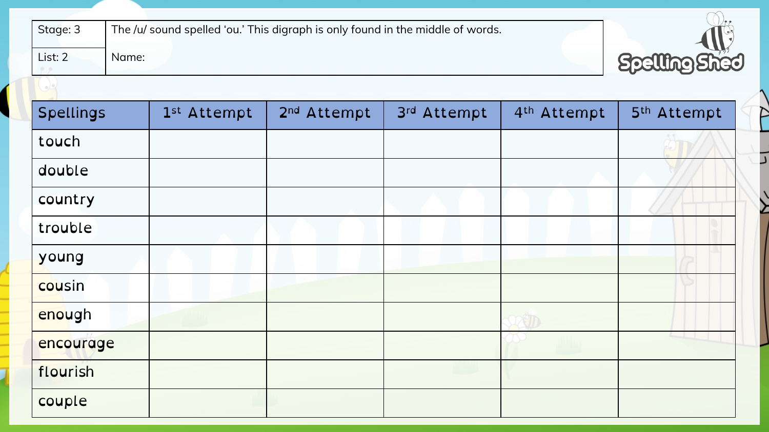| Stage: 3 | The /u/ sound spelled ‘ou.’ This digraph is only found in the middle of words. |
| --- | --- |
| List: 2 | Name: |

Spelling Shed

| Spellings | 1st Attempt | 2nd Attempt | 3rd Attempt | 4th Attempt | 5th Attempt |
| --- | --- | --- | --- | --- | --- |
| touch | | | | | |
| double | | | | | |
| country | | | | | |
| trouble | | | | | |
| young | | | | | |
| cousin | | | | | |
| enough | | | | | |
| encourage | | | | | |
| flourish | | | | | |
| couple | | | | | |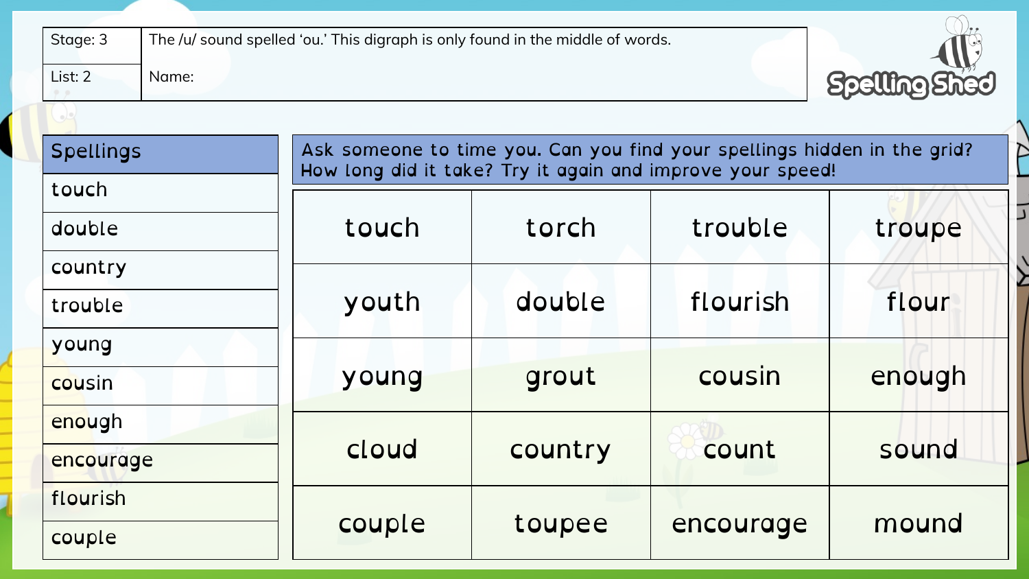| Stage: 3 | The /u/ sound spelled 'ou.' This digraph is only found in the middle of words. |
|---|---|
| List: 2 | Name: |

Spelling Shed

| Spellings |
|---|
| touch |
| double |
| country |
| trouble |
| young |
| cousin |
| enough |
| encourage |
| flourish |
| couple |

Ask someone to time you. Can you find your spellings hidden in the grid? How long did it take? Try it again and improve your speed!

| | | | |
|---|---|---|---|
| touch | torch | trouble | troupe |
| youth | double | flourish | flour |
| young | grout | cousin | enough |
| cloud | country | count | sound |
| couple | toupee | encourage | mound |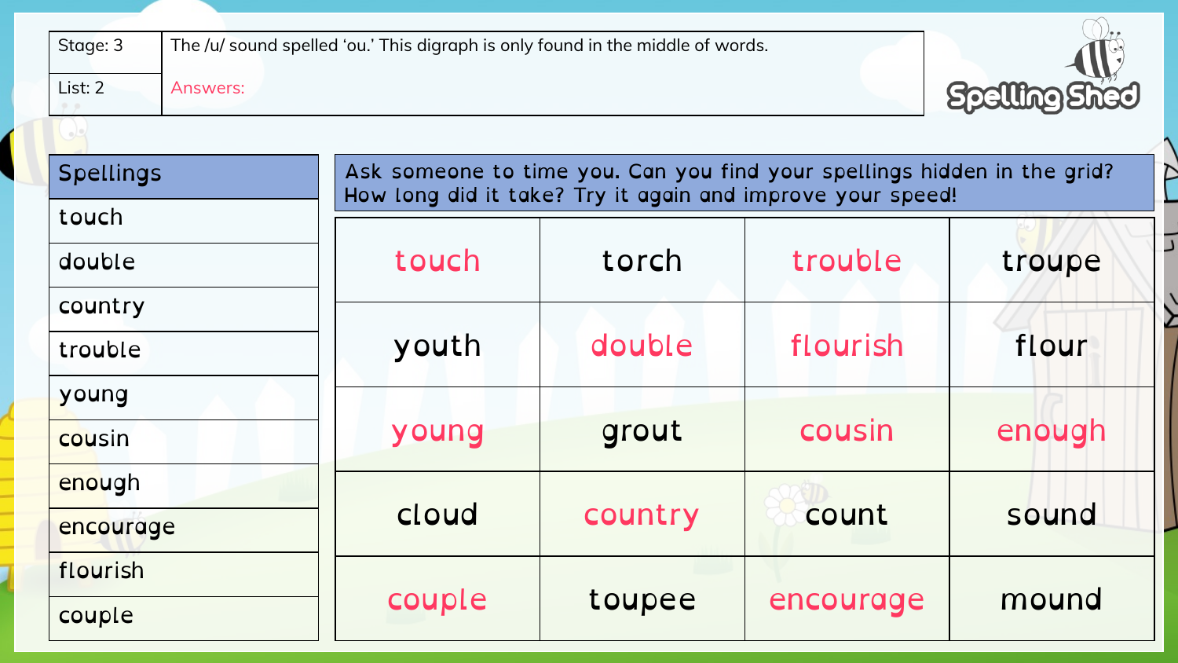| Stage: 3 | The /u/ sound spelled 'ou.' This digraph is only found in the middle of words. |
| --- | --- |
| List: 2 | Answers: |

Spelling Shed

| Spellings |
| --- |
| touch |
| double |
| country |
| trouble |
| young |
| cousin |
| enough |
| encourage |
| flourish |
| couple |

Ask someone to time you. Can you find your spellings hidden in the grid? How long did it take? Try it again and improve your speed!

| | | | |
| --- | --- | --- | --- |
| touch | torch | trouble | troupe |
| youth | double | flourish | flour |
| young | grout | cousin | enough |
| cloud | country | count | sound |
| couple | toupee | encourage | mound |